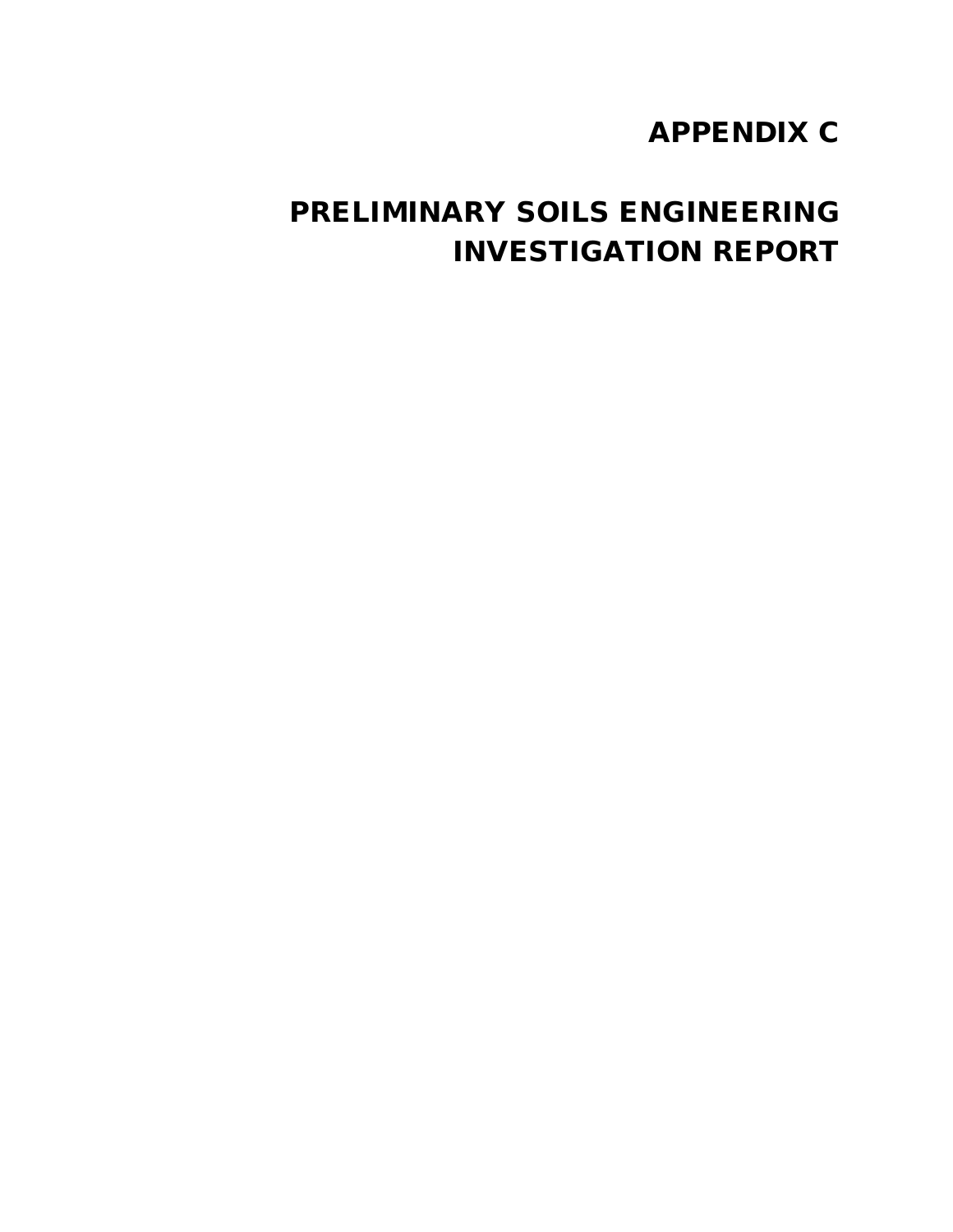# APPENDIX C

# PRELIMINARY SOILS ENGINEERING INVESTIGATION REPORT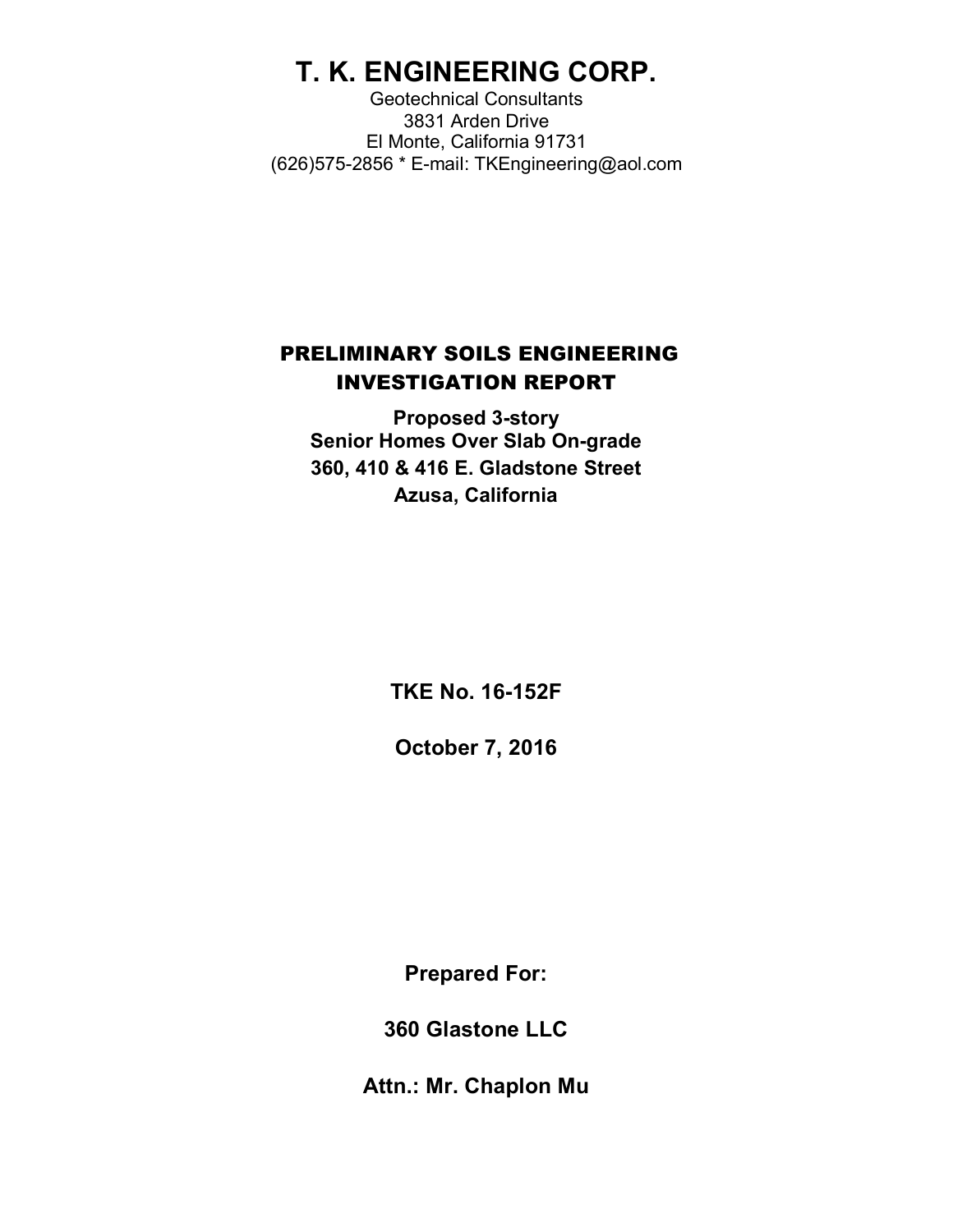# T. K. ENGINEERING CORP.

Geotechnical Consultants
3831 Arden Drive
El Monte, California 91731
(626)575-2856 * E-mail: TKEngineering@aol.com

## PRELIMINARY SOILS ENGINEERING INVESTIGATION REPORT

**Proposed 3-story**
**Senior Homes Over Slab On-grade**
**360, 410 & 416 E. Gladstone Street**
**Azusa, California**

**TKE No. 16-152F**

**October 7, 2016**

**Prepared For:**

**360 Glastone LLC**

**Attn.: Mr. Chaplon Mu**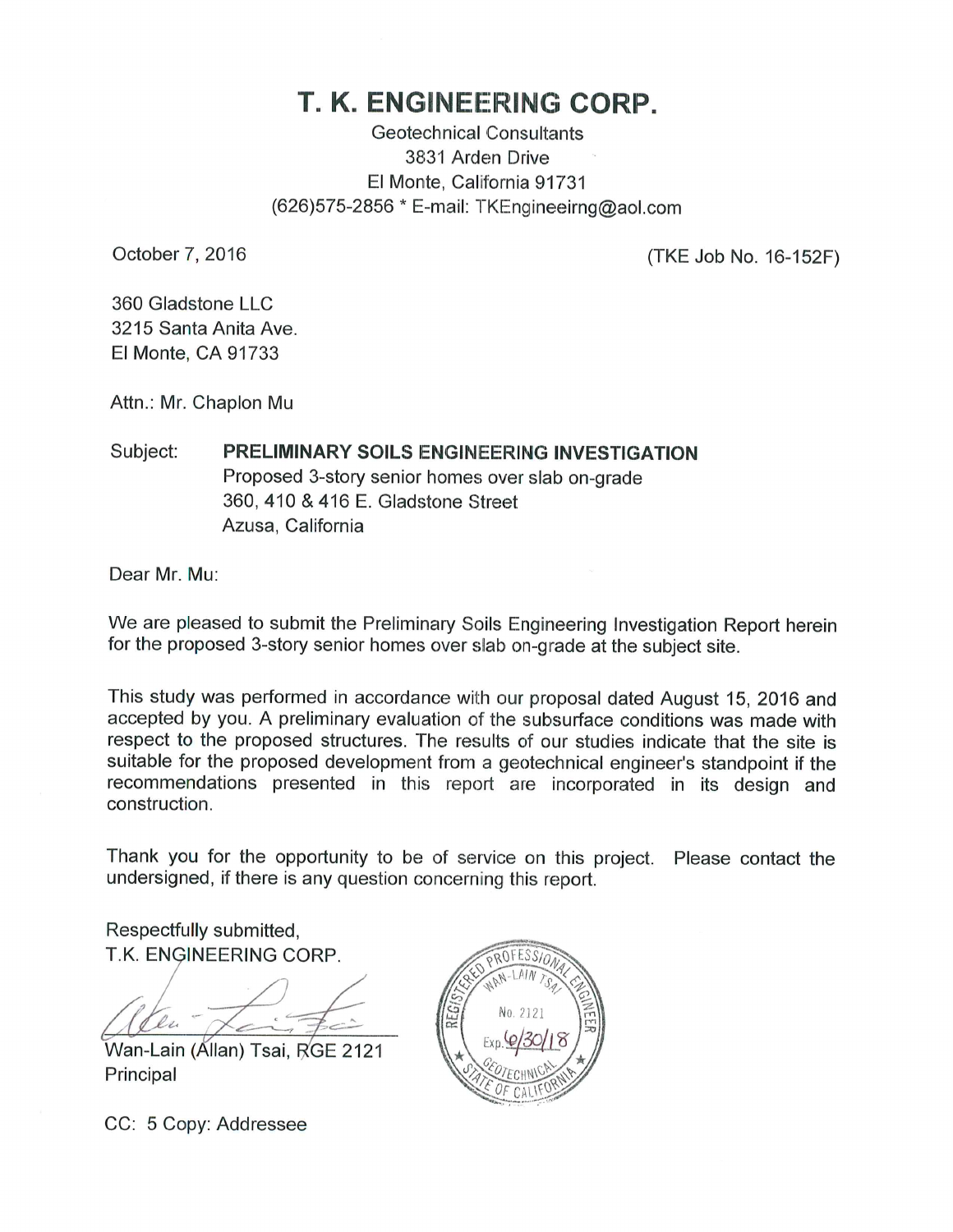# T. K. ENGINEERING CORP.

Geotechnical Consultants
3831 Arden Drive
El Monte, California 91731
(626)575-2856 * E-mail: TKEngineeirng@aol.com

October 7, 2016 (TKE Job No. 16-152F)

360 Gladstone LLC
3215 Santa Anita Ave.
El Monte, CA 91733

Attn.: Mr. Chaplon Mu

Subject: **PRELIMINARY SOILS ENGINEERING INVESTIGATION**
Proposed 3-story senior homes over slab on-grade
360, 410 & 416 E. Gladstone Street
Azusa, California

Dear Mr. Mu:

We are pleased to submit the Preliminary Soils Engineering Investigation Report herein for the proposed 3-story senior homes over slab on-grade at the subject site.

This study was performed in accordance with our proposal dated August 15, 2016 and accepted by you. A preliminary evaluation of the subsurface conditions was made with respect to the proposed structures. The results of our studies indicate that the site is suitable for the proposed development from a geotechnical engineer's standpoint if the recommendations presented in this report are incorporated in its design and construction.

Thank you for the opportunity to be of service on this project. Please contact the undersigned, if there is any question concerning this report.

Respectfully submitted,
T.K. ENGINEERING CORP.

Wan-Lain (Allan) Tsai, RGE 2121
Principal

REGISTERED PROFESSIONAL ENGINEER
WAN-LAIN TSAI
No. 2121
Exp. 6/30/18
GEOTECHNICAL
STATE OF CALIFORNIA

CC: 5 Copy: Addressee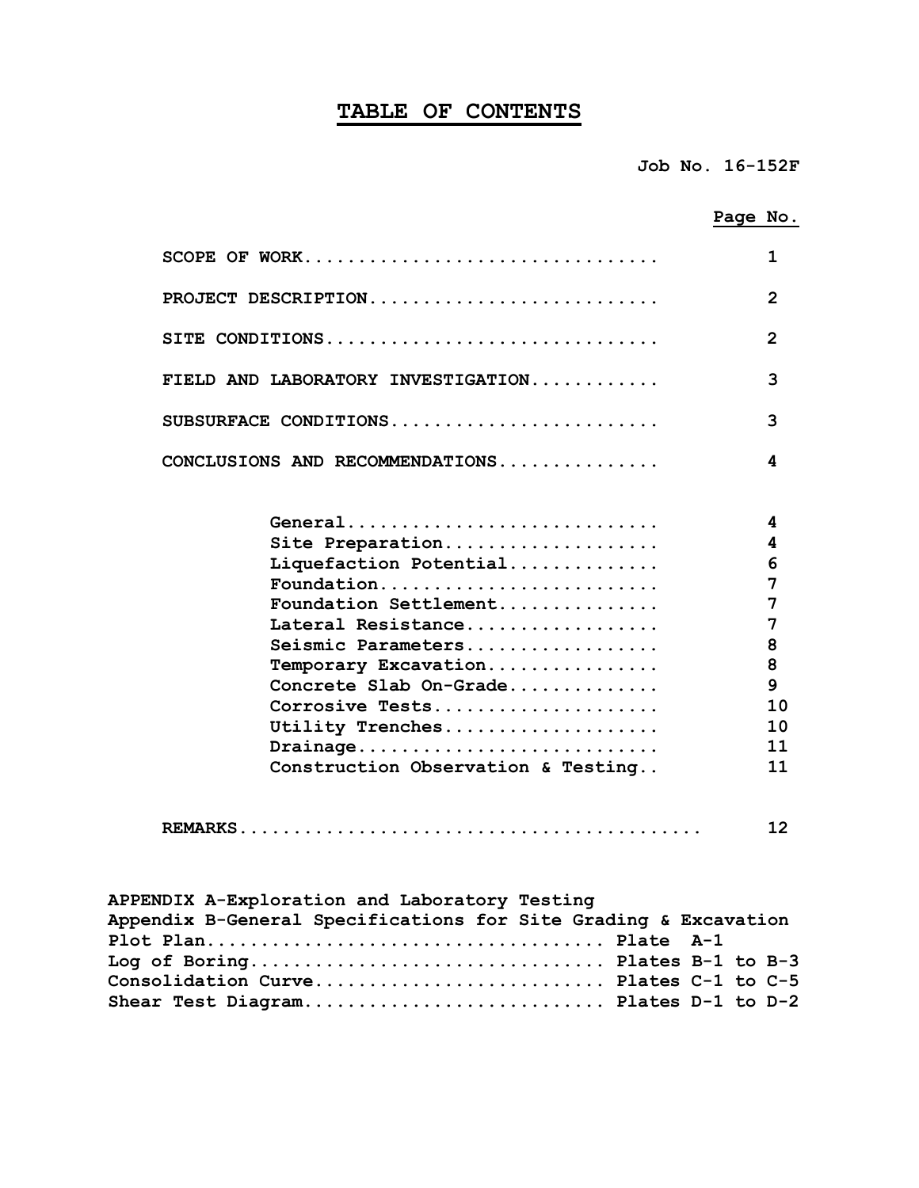# TABLE OF CONTENTS

**Job No. 16-152F**

| | Page No. |
|---|---|
| **SCOPE OF WORK** | 1 |
| **PROJECT DESCRIPTION** | 2 |
| **SITE CONDITIONS** | 2 |
| **FIELD AND LABORATORY INVESTIGATION** | 3 |
| **SUBSURFACE CONDITIONS** | 3 |
| **CONCLUSIONS AND RECOMMENDATIONS** | 4 |
| General | 4 |
| Site Preparation | 4 |
| Liquefaction Potential | 6 |
| Foundation | 7 |
| Foundation Settlement | 7 |
| Lateral Resistance | 7 |
| Seismic Parameters | 8 |
| Temporary Excavation | 8 |
| Concrete Slab On-Grade | 9 |
| Corrosive Tests | 10 |
| Utility Trenches | 10 |
| Drainage | 11 |
| Construction Observation & Testing | 11 |
| **REMARKS** | 12 |

**APPENDIX A-Exploration and Laboratory Testing**

**Appendix B-General Specifications for Site Grading & Excavation**

| | |
|---|---|
| Plot Plan | Plate A-1 |
| Log of Boring | Plates B-1 to B-3 |
| Consolidation Curve | Plates C-1 to C-5 |
| Shear Test Diagram | Plates D-1 to D-2 |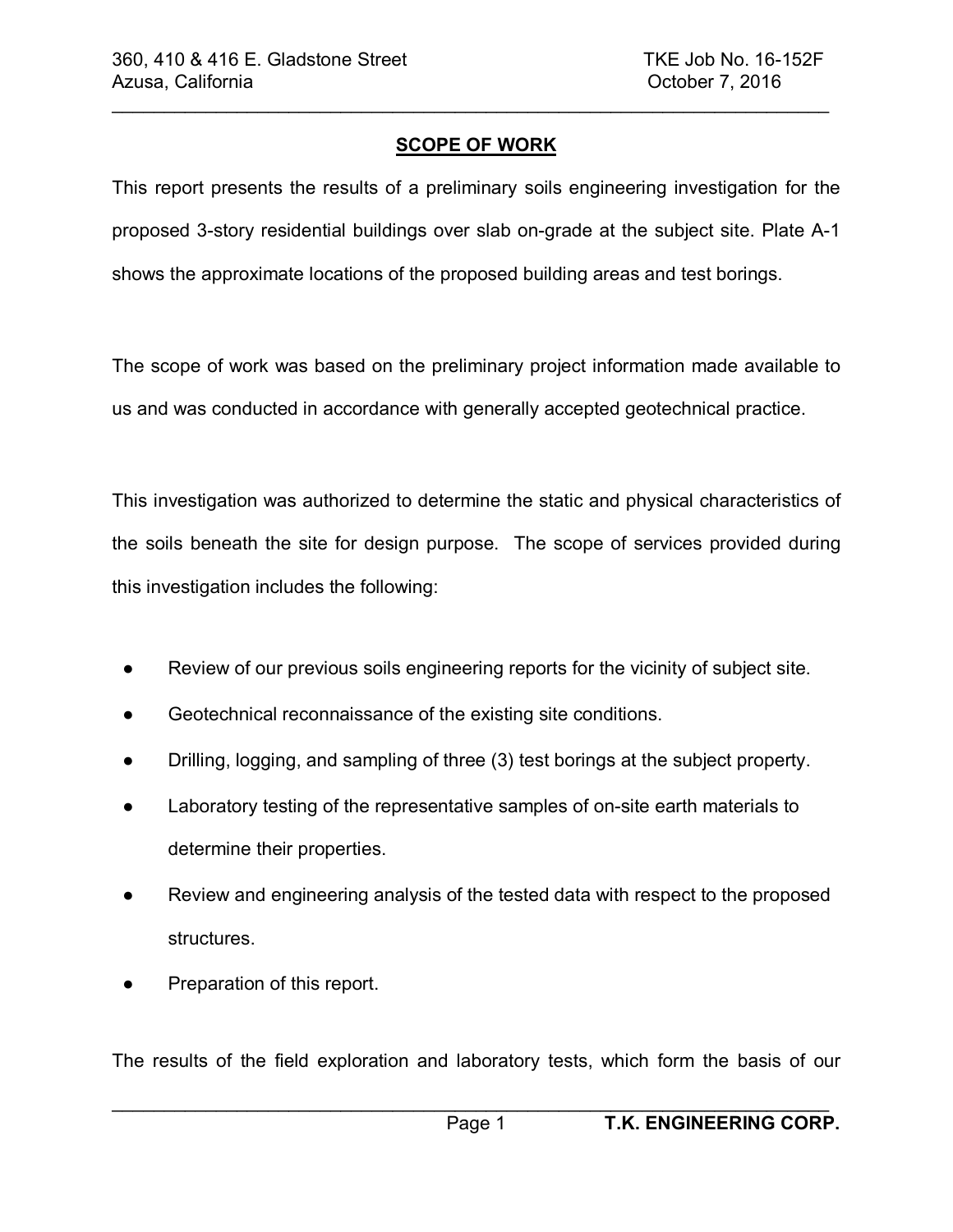## SCOPE OF WORK

This report presents the results of a preliminary soils engineering investigation for the proposed 3-story residential buildings over slab on-grade at the subject site. Plate A-1 shows the approximate locations of the proposed building areas and test borings.

The scope of work was based on the preliminary project information made available to us and was conducted in accordance with generally accepted geotechnical practice.

This investigation was authorized to determine the static and physical characteristics of the soils beneath the site for design purpose. The scope of services provided during this investigation includes the following:

- Review of our previous soils engineering reports for the vicinity of subject site.
- Geotechnical reconnaissance of the existing site conditions.
- Drilling, logging, and sampling of three (3) test borings at the subject property.
- Laboratory testing of the representative samples of on-site earth materials to determine their properties.
- Review and engineering analysis of the tested data with respect to the proposed structures.
- Preparation of this report.

The results of the field exploration and laboratory tests, which form the basis of our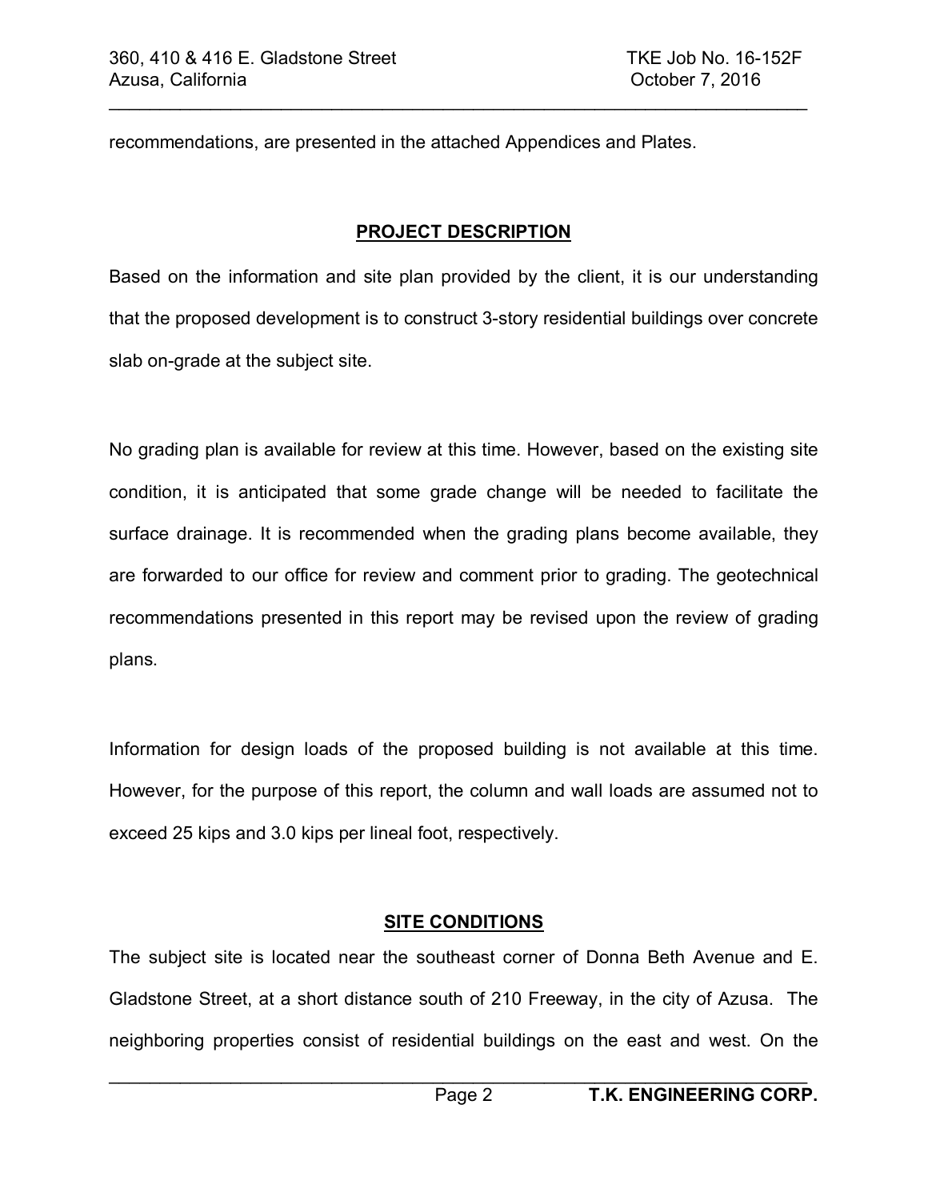recommendations, are presented in the attached Appendices and Plates.

## PROJECT DESCRIPTION

Based on the information and site plan provided by the client, it is our understanding that the proposed development is to construct 3-story residential buildings over concrete slab on-grade at the subject site.

No grading plan is available for review at this time. However, based on the existing site condition, it is anticipated that some grade change will be needed to facilitate the surface drainage. It is recommended when the grading plans become available, they are forwarded to our office for review and comment prior to grading. The geotechnical recommendations presented in this report may be revised upon the review of grading plans.

Information for design loads of the proposed building is not available at this time. However, for the purpose of this report, the column and wall loads are assumed not to exceed 25 kips and 3.0 kips per lineal foot, respectively.

## SITE CONDITIONS

The subject site is located near the southeast corner of Donna Beth Avenue and E. Gladstone Street, at a short distance south of 210 Freeway, in the city of Azusa. The neighboring properties consist of residential buildings on the east and west. On the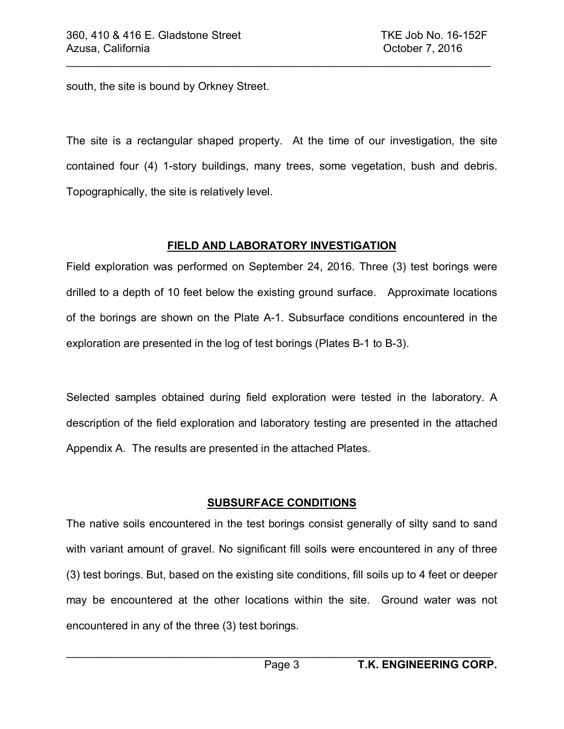south, the site is bound by Orkney Street.

The site is a rectangular shaped property. At the time of our investigation, the site contained four (4) 1-story buildings, many trees, some vegetation, bush and debris. Topographically, the site is relatively level.

## FIELD AND LABORATORY INVESTIGATION

Field exploration was performed on September 24, 2016. Three (3) test borings were drilled to a depth of 10 feet below the existing ground surface. Approximate locations of the borings are shown on the Plate A-1. Subsurface conditions encountered in the exploration are presented in the log of test borings (Plates B-1 to B-3).

Selected samples obtained during field exploration were tested in the laboratory. A description of the field exploration and laboratory testing are presented in the attached Appendix A. The results are presented in the attached Plates.

## SUBSURFACE CONDITIONS

The native soils encountered in the test borings consist generally of silty sand to sand with variant amount of gravel. No significant fill soils were encountered in any of three (3) test borings. But, based on the existing site conditions, fill soils up to 4 feet or deeper may be encountered at the other locations within the site. Ground water was not encountered in any of the three (3) test borings.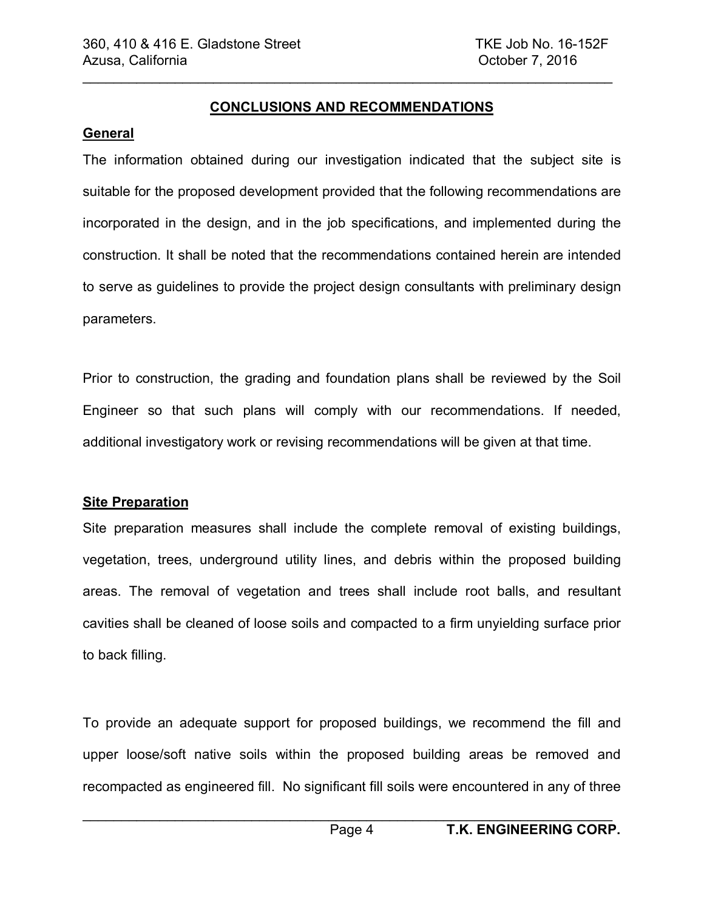## CONCLUSIONS AND RECOMMENDATIONS

### General

The information obtained during our investigation indicated that the subject site is suitable for the proposed development provided that the following recommendations are incorporated in the design, and in the job specifications, and implemented during the construction. It shall be noted that the recommendations contained herein are intended to serve as guidelines to provide the project design consultants with preliminary design parameters.

Prior to construction, the grading and foundation plans shall be reviewed by the Soil Engineer so that such plans will comply with our recommendations. If needed, additional investigatory work or revising recommendations will be given at that time.

### Site Preparation

Site preparation measures shall include the complete removal of existing buildings, vegetation, trees, underground utility lines, and debris within the proposed building areas. The removal of vegetation and trees shall include root balls, and resultant cavities shall be cleaned of loose soils and compacted to a firm unyielding surface prior to back filling.

To provide an adequate support for proposed buildings, we recommend the fill and upper loose/soft native soils within the proposed building areas be removed and recompacted as engineered fill. No significant fill soils were encountered in any of three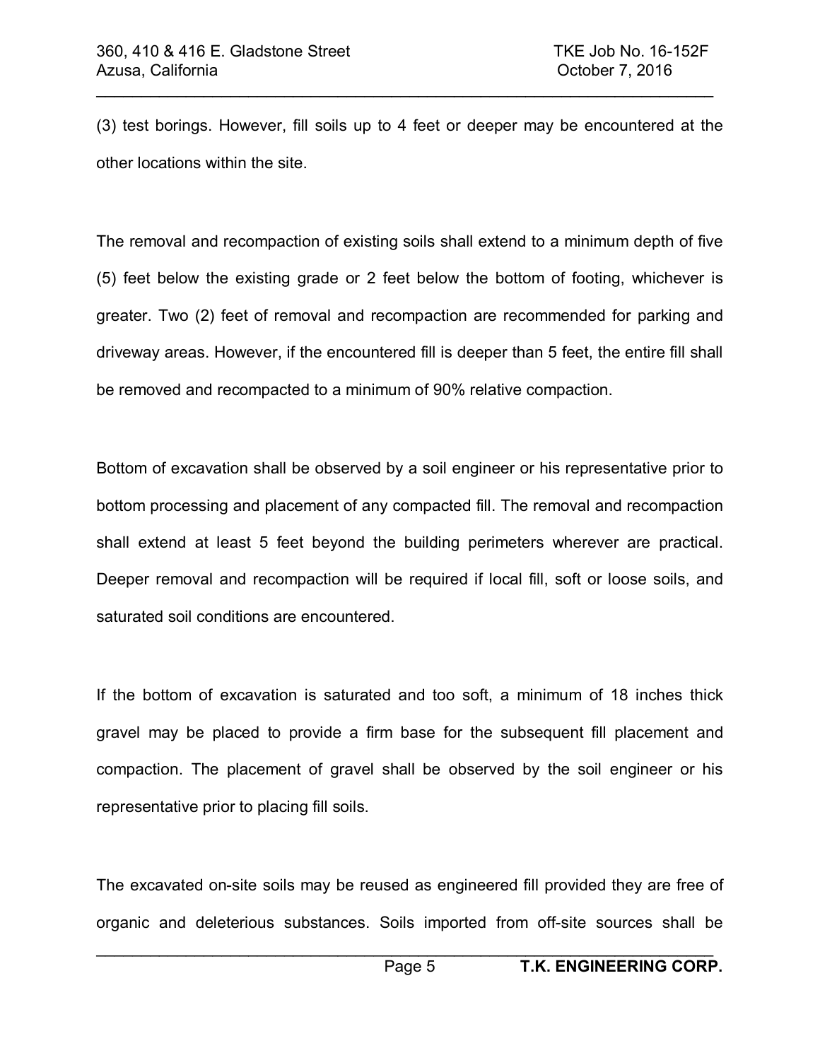(3) test borings. However, fill soils up to 4 feet or deeper may be encountered at the other locations within the site.

The removal and recompaction of existing soils shall extend to a minimum depth of five (5) feet below the existing grade or 2 feet below the bottom of footing, whichever is greater. Two (2) feet of removal and recompaction are recommended for parking and driveway areas. However, if the encountered fill is deeper than 5 feet, the entire fill shall be removed and recompacted to a minimum of 90% relative compaction.

Bottom of excavation shall be observed by a soil engineer or his representative prior to bottom processing and placement of any compacted fill. The removal and recompaction shall extend at least 5 feet beyond the building perimeters wherever are practical. Deeper removal and recompaction will be required if local fill, soft or loose soils, and saturated soil conditions are encountered.

If the bottom of excavation is saturated and too soft, a minimum of 18 inches thick gravel may be placed to provide a firm base for the subsequent fill placement and compaction. The placement of gravel shall be observed by the soil engineer or his representative prior to placing fill soils.

The excavated on-site soils may be reused as engineered fill provided they are free of organic and deleterious substances. Soils imported from off-site sources shall be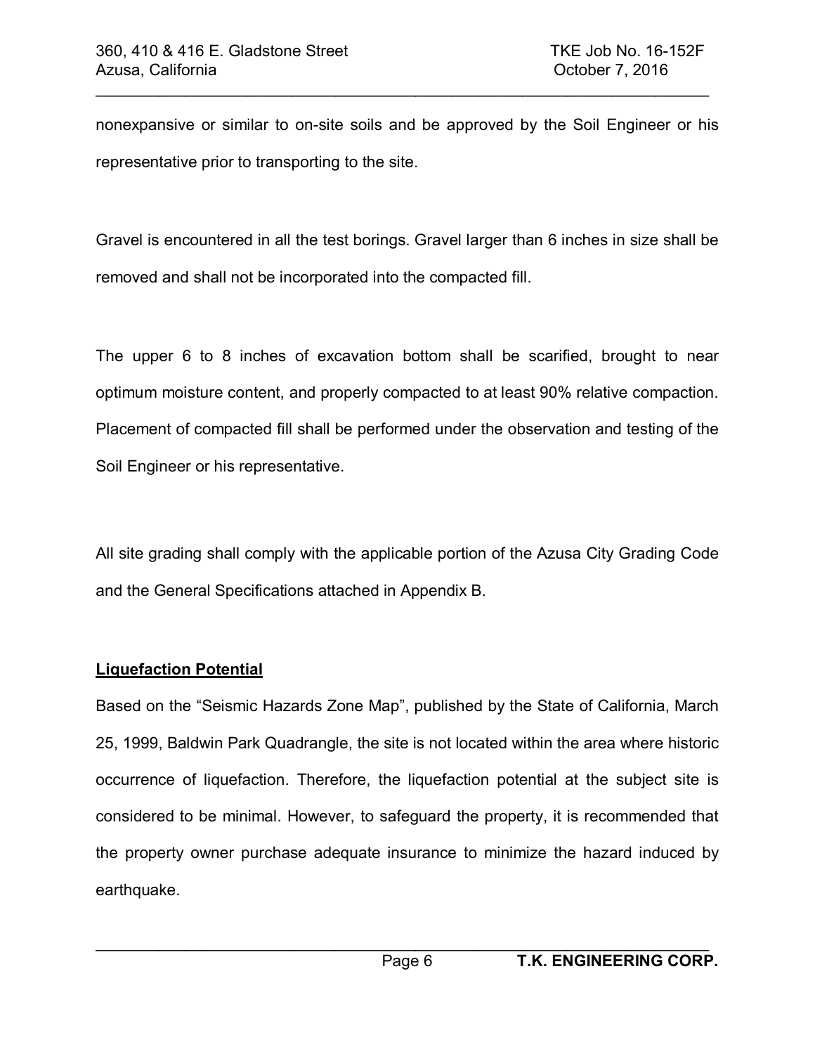nonexpansive or similar to on-site soils and be approved by the Soil Engineer or his representative prior to transporting to the site.

Gravel is encountered in all the test borings. Gravel larger than 6 inches in size shall be removed and shall not be incorporated into the compacted fill.

The upper 6 to 8 inches of excavation bottom shall be scarified, brought to near optimum moisture content, and properly compacted to at least 90% relative compaction. Placement of compacted fill shall be performed under the observation and testing of the Soil Engineer or his representative.

All site grading shall comply with the applicable portion of the Azusa City Grading Code and the General Specifications attached in Appendix B.

**Liquefaction Potential**

Based on the "Seismic Hazards Zone Map", published by the State of California, March 25, 1999, Baldwin Park Quadrangle, the site is not located within the area where historic occurrence of liquefaction. Therefore, the liquefaction potential at the subject site is considered to be minimal. However, to safeguard the property, it is recommended that the property owner purchase adequate insurance to minimize the hazard induced by earthquake.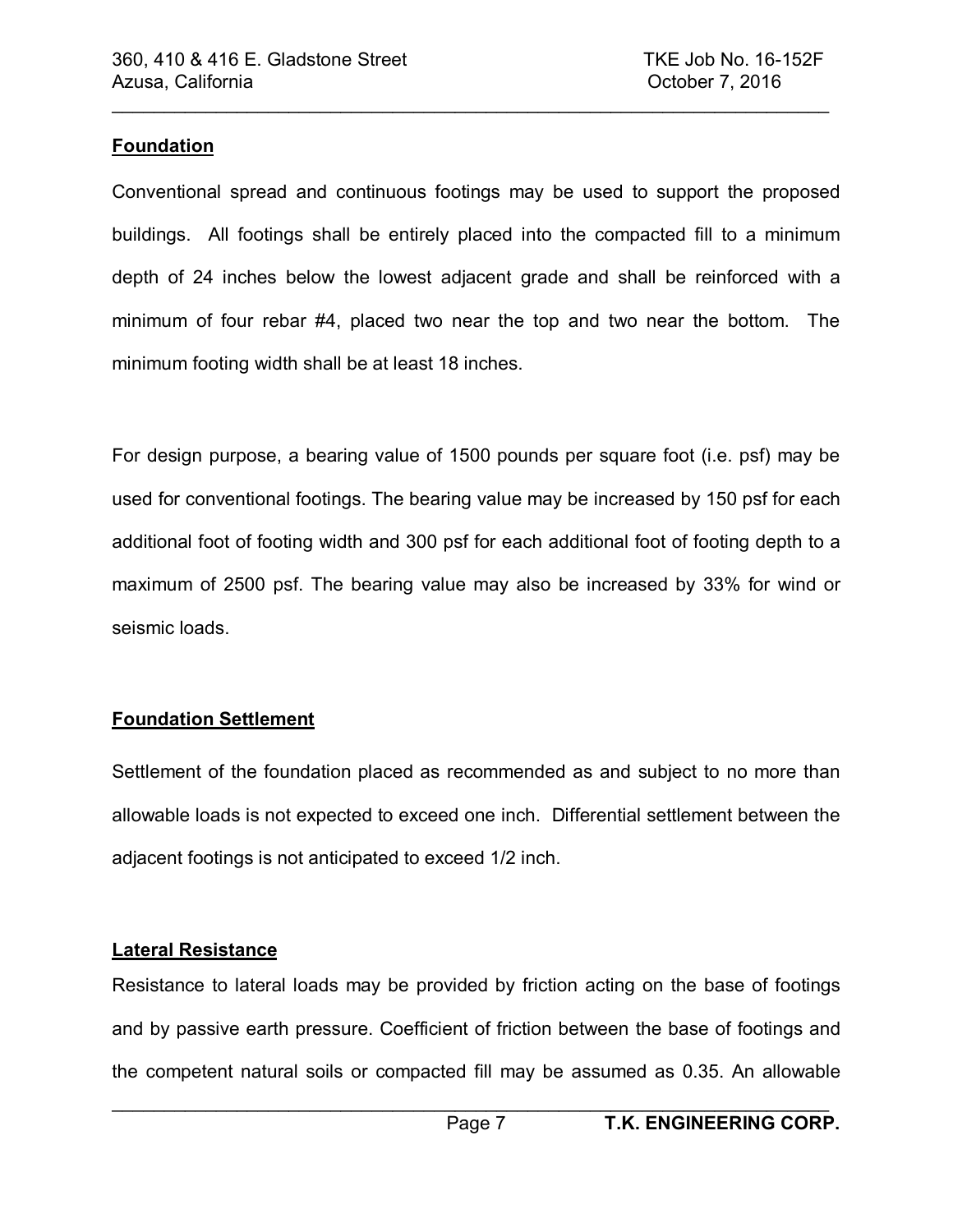## Foundation

Conventional spread and continuous footings may be used to support the proposed buildings. All footings shall be entirely placed into the compacted fill to a minimum depth of 24 inches below the lowest adjacent grade and shall be reinforced with a minimum of four rebar #4, placed two near the top and two near the bottom. The minimum footing width shall be at least 18 inches.

For design purpose, a bearing value of 1500 pounds per square foot (i.e. psf) may be used for conventional footings. The bearing value may be increased by 150 psf for each additional foot of footing width and 300 psf for each additional foot of footing depth to a maximum of 2500 psf. The bearing value may also be increased by 33% for wind or seismic loads.

## Foundation Settlement

Settlement of the foundation placed as recommended as and subject to no more than allowable loads is not expected to exceed one inch. Differential settlement between the adjacent footings is not anticipated to exceed 1/2 inch.

## Lateral Resistance

Resistance to lateral loads may be provided by friction acting on the base of footings and by passive earth pressure. Coefficient of friction between the base of footings and the competent natural soils or compacted fill may be assumed as 0.35. An allowable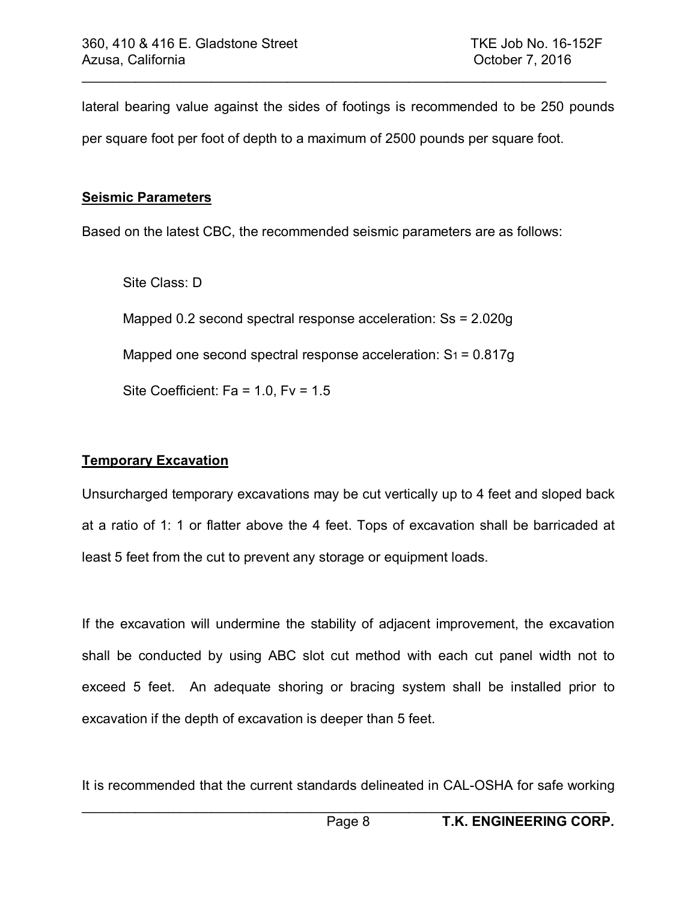lateral bearing value against the sides of footings is recommended to be 250 pounds per square foot per foot of depth to a maximum of 2500 pounds per square foot.

## Seismic Parameters

Based on the latest CBC, the recommended seismic parameters are as follows:

Site Class: D

Mapped 0.2 second spectral response acceleration: Ss = 2.020g

Mapped one second spectral response acceleration: $S_1$ = 0.817g

Site Coefficient: Fa = 1.0, Fv = 1.5

## Temporary Excavation

Unsurcharged temporary excavations may be cut vertically up to 4 feet and sloped back at a ratio of 1: 1 or flatter above the 4 feet. Tops of excavation shall be barricaded at least 5 feet from the cut to prevent any storage or equipment loads.

If the excavation will undermine the stability of adjacent improvement, the excavation shall be conducted by using ABC slot cut method with each cut panel width not to exceed 5 feet. An adequate shoring or bracing system shall be installed prior to excavation if the depth of excavation is deeper than 5 feet.

It is recommended that the current standards delineated in CAL-OSHA for safe working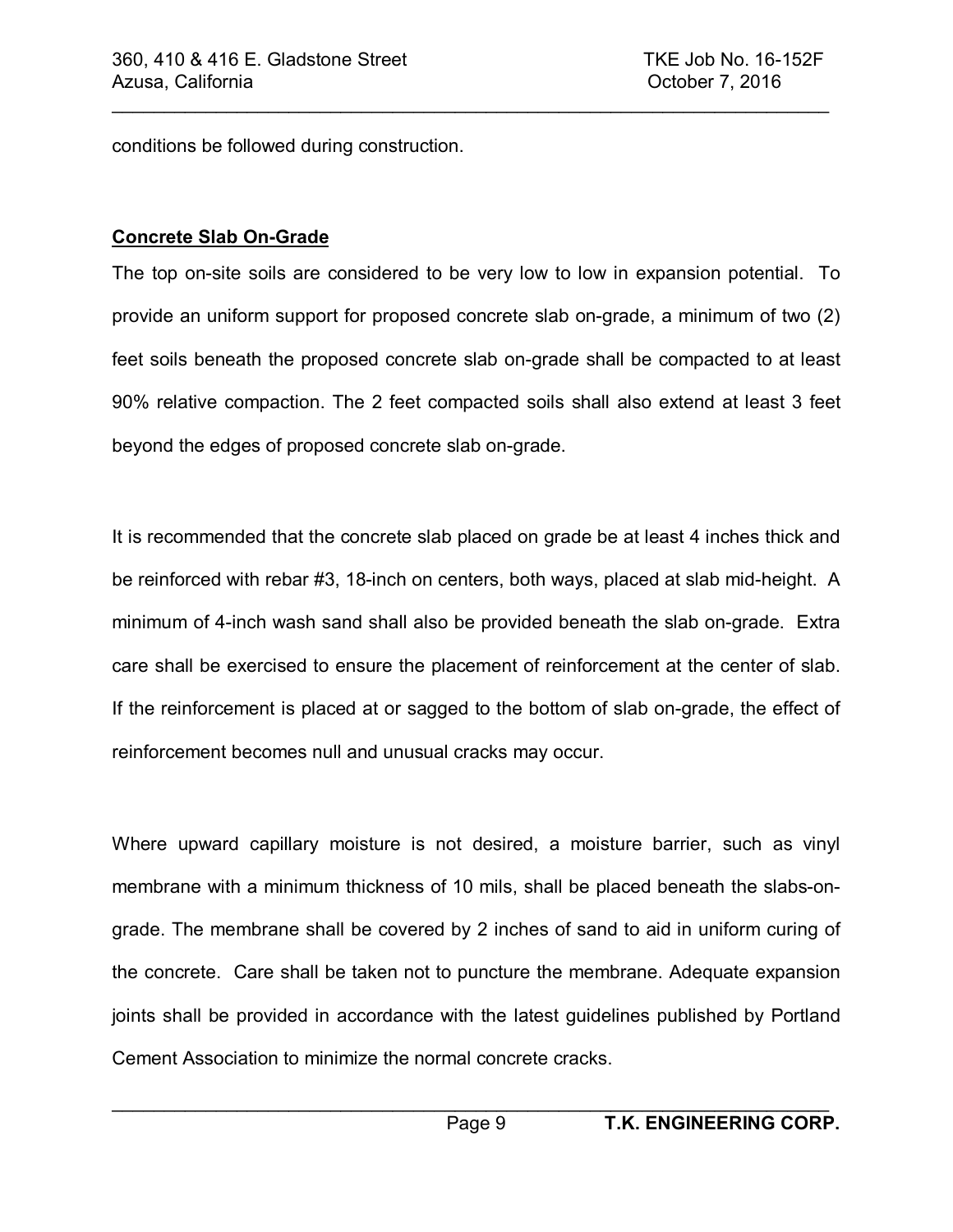conditions be followed during construction.

## **Concrete Slab On-Grade**

The top on-site soils are considered to be very low to low in expansion potential. To provide an uniform support for proposed concrete slab on-grade, a minimum of two (2) feet soils beneath the proposed concrete slab on-grade shall be compacted to at least 90% relative compaction. The 2 feet compacted soils shall also extend at least 3 feet beyond the edges of proposed concrete slab on-grade.

It is recommended that the concrete slab placed on grade be at least 4 inches thick and be reinforced with rebar #3, 18-inch on centers, both ways, placed at slab mid-height. A minimum of 4-inch wash sand shall also be provided beneath the slab on-grade. Extra care shall be exercised to ensure the placement of reinforcement at the center of slab. If the reinforcement is placed at or sagged to the bottom of slab on-grade, the effect of reinforcement becomes null and unusual cracks may occur.

Where upward capillary moisture is not desired, a moisture barrier, such as vinyl membrane with a minimum thickness of 10 mils, shall be placed beneath the slabs-on-grade. The membrane shall be covered by 2 inches of sand to aid in uniform curing of the concrete. Care shall be taken not to puncture the membrane. Adequate expansion joints shall be provided in accordance with the latest guidelines published by Portland Cement Association to minimize the normal concrete cracks.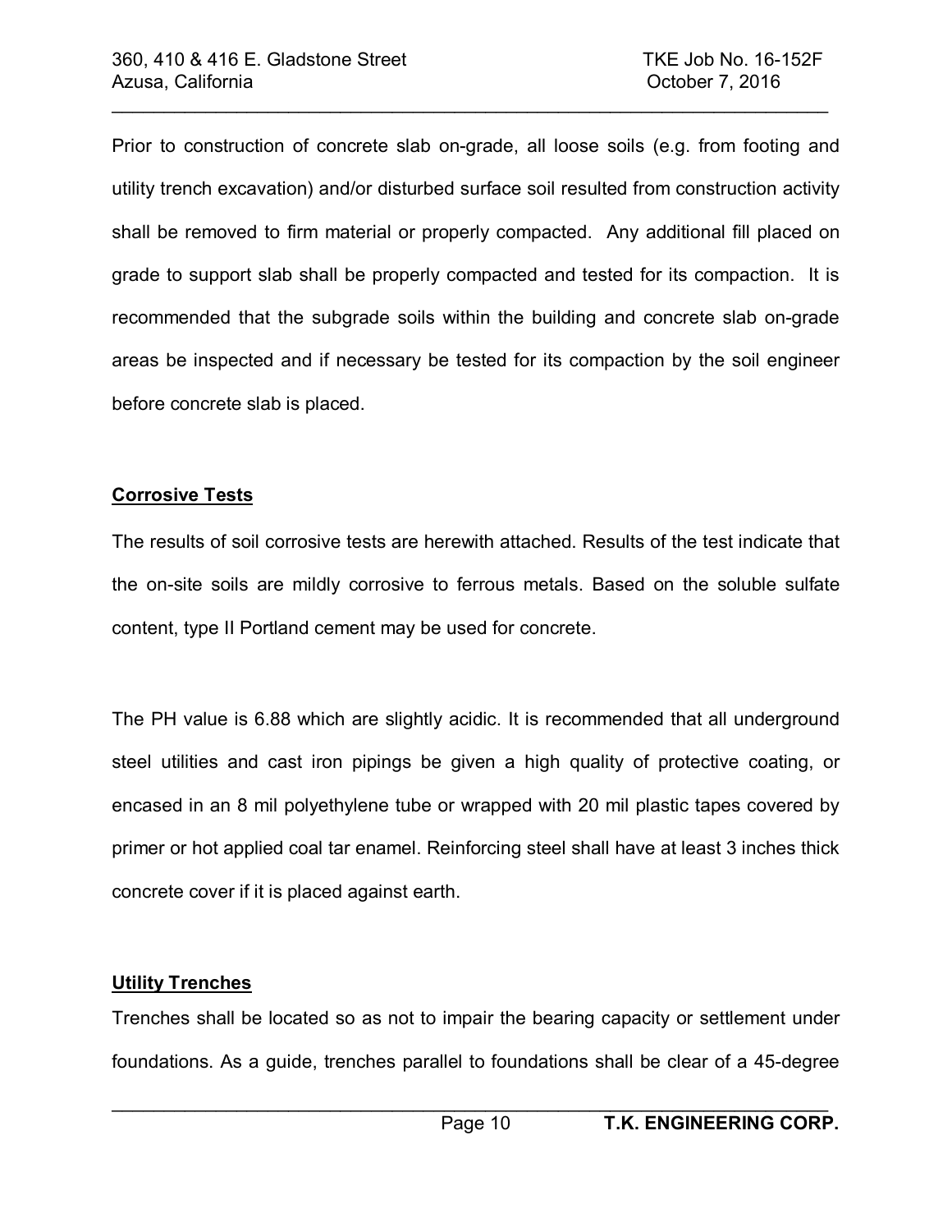Prior to construction of concrete slab on-grade, all loose soils (e.g. from footing and utility trench excavation) and/or disturbed surface soil resulted from construction activity shall be removed to firm material or properly compacted. Any additional fill placed on grade to support slab shall be properly compacted and tested for its compaction. It is recommended that the subgrade soils within the building and concrete slab on-grade areas be inspected and if necessary be tested for its compaction by the soil engineer before concrete slab is placed.

**Corrosive Tests**

The results of soil corrosive tests are herewith attached. Results of the test indicate that the on-site soils are mildly corrosive to ferrous metals. Based on the soluble sulfate content, type II Portland cement may be used for concrete.

The PH value is 6.88 which are slightly acidic. It is recommended that all underground steel utilities and cast iron pipings be given a high quality of protective coating, or encased in an 8 mil polyethylene tube or wrapped with 20 mil plastic tapes covered by primer or hot applied coal tar enamel. Reinforcing steel shall have at least 3 inches thick concrete cover if it is placed against earth.

**Utility Trenches**

Trenches shall be located so as not to impair the bearing capacity or settlement under foundations. As a guide, trenches parallel to foundations shall be clear of a 45-degree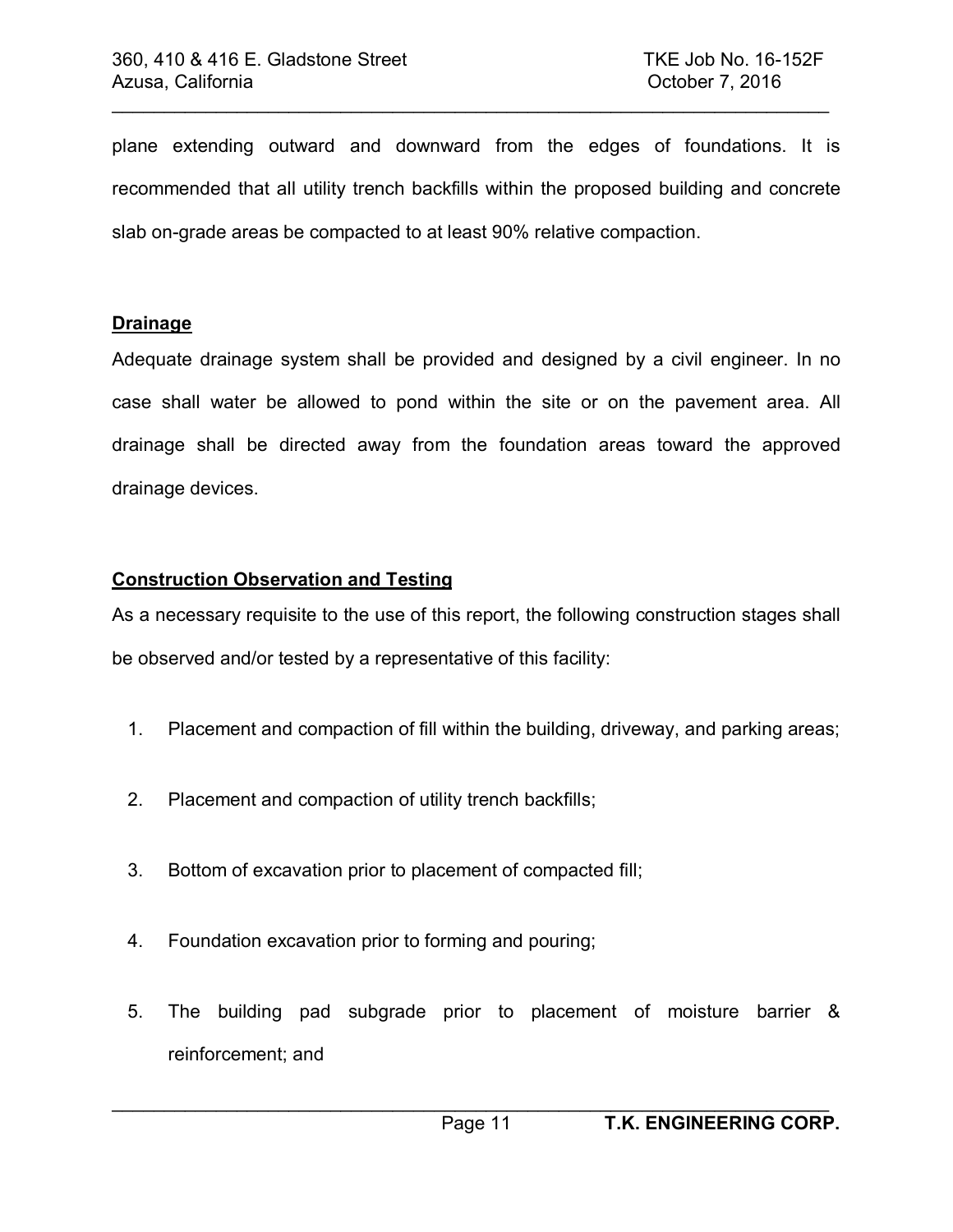plane extending outward and downward from the edges of foundations. It is recommended that all utility trench backfills within the proposed building and concrete slab on-grade areas be compacted to at least 90% relative compaction.

**Drainage**

Adequate drainage system shall be provided and designed by a civil engineer. In no case shall water be allowed to pond within the site or on the pavement area. All drainage shall be directed away from the foundation areas toward the approved drainage devices.

**Construction Observation and Testing**

As a necessary requisite to the use of this report, the following construction stages shall be observed and/or tested by a representative of this facility:

1. Placement and compaction of fill within the building, driveway, and parking areas;
2. Placement and compaction of utility trench backfills;
3. Bottom of excavation prior to placement of compacted fill;
4. Foundation excavation prior to forming and pouring;
5. The building pad subgrade prior to placement of moisture barrier & reinforcement; and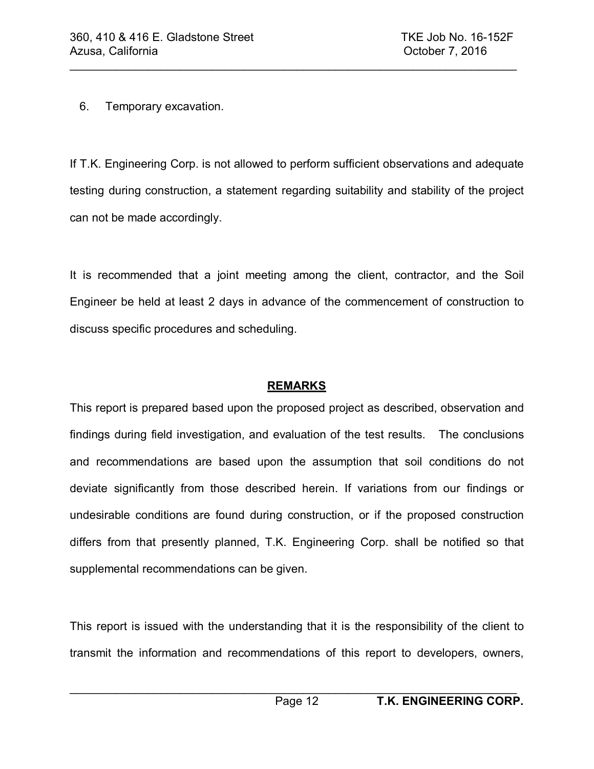6. Temporary excavation.

If T.K. Engineering Corp. is not allowed to perform sufficient observations and adequate testing during construction, a statement regarding suitability and stability of the project can not be made accordingly.

It is recommended that a joint meeting among the client, contractor, and the Soil Engineer be held at least 2 days in advance of the commencement of construction to discuss specific procedures and scheduling.

## REMARKS

This report is prepared based upon the proposed project as described, observation and findings during field investigation, and evaluation of the test results. The conclusions and recommendations are based upon the assumption that soil conditions do not deviate significantly from those described herein. If variations from our findings or undesirable conditions are found during construction, or if the proposed construction differs from that presently planned, T.K. Engineering Corp. shall be notified so that supplemental recommendations can be given.

This report is issued with the understanding that it is the responsibility of the client to transmit the information and recommendations of this report to developers, owners,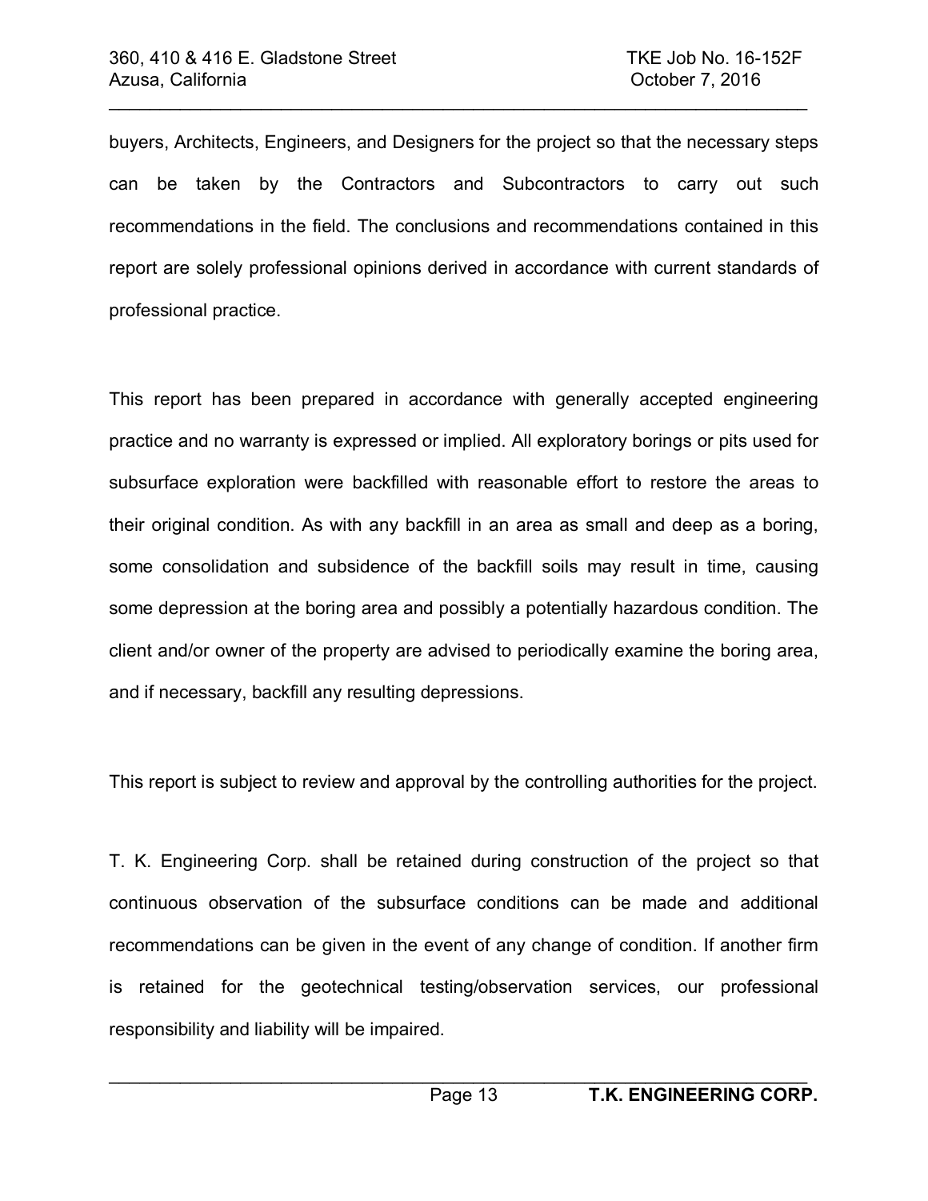buyers, Architects, Engineers, and Designers for the project so that the necessary steps can be taken by the Contractors and Subcontractors to carry out such recommendations in the field. The conclusions and recommendations contained in this report are solely professional opinions derived in accordance with current standards of professional practice.

This report has been prepared in accordance with generally accepted engineering practice and no warranty is expressed or implied. All exploratory borings or pits used for subsurface exploration were backfilled with reasonable effort to restore the areas to their original condition. As with any backfill in an area as small and deep as a boring, some consolidation and subsidence of the backfill soils may result in time, causing some depression at the boring area and possibly a potentially hazardous condition. The client and/or owner of the property are advised to periodically examine the boring area, and if necessary, backfill any resulting depressions.

This report is subject to review and approval by the controlling authorities for the project.

T. K. Engineering Corp. shall be retained during construction of the project so that continuous observation of the subsurface conditions can be made and additional recommendations can be given in the event of any change of condition. If another firm is retained for the geotechnical testing/observation services, our professional responsibility and liability will be impaired.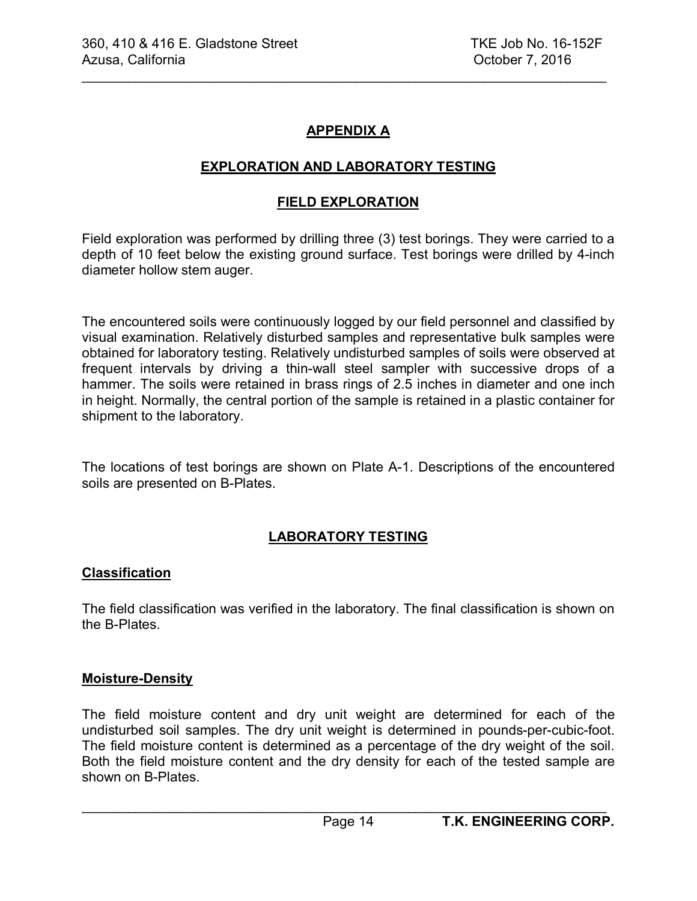# APPENDIX A

## EXPLORATION AND LABORATORY TESTING

### FIELD EXPLORATION

Field exploration was performed by drilling three (3) test borings. They were carried to a depth of 10 feet below the existing ground surface. Test borings were drilled by 4-inch diameter hollow stem auger.

The encountered soils were continuously logged by our field personnel and classified by visual examination. Relatively disturbed samples and representative bulk samples were obtained for laboratory testing. Relatively undisturbed samples of soils were observed at frequent intervals by driving a thin-wall steel sampler with successive drops of a hammer. The soils were retained in brass rings of 2.5 inches in diameter and one inch in height. Normally, the central portion of the sample is retained in a plastic container for shipment to the laboratory.

The locations of test borings are shown on Plate A-1. Descriptions of the encountered soils are presented on B-Plates.

### LABORATORY TESTING

**Classification**

The field classification was verified in the laboratory. The final classification is shown on the B-Plates.

**Moisture-Density**

The field moisture content and dry unit weight are determined for each of the undisturbed soil samples. The dry unit weight is determined in pounds-per-cubic-foot. The field moisture content is determined as a percentage of the dry weight of the soil. Both the field moisture content and the dry density for each of the tested sample are shown on B-Plates.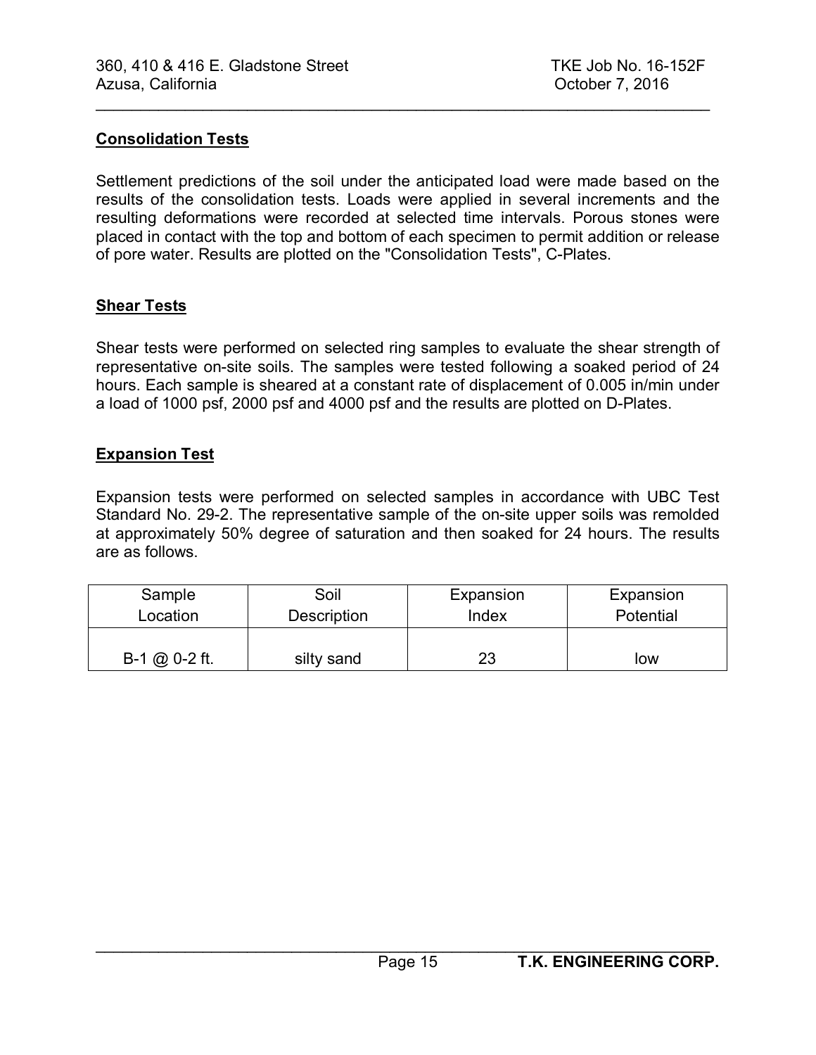### Consolidation Tests

Settlement predictions of the soil under the anticipated load were made based on the results of the consolidation tests. Loads were applied in several increments and the resulting deformations were recorded at selected time intervals. Porous stones were placed in contact with the top and bottom of each specimen to permit addition or release of pore water. Results are plotted on the "Consolidation Tests", C-Plates.

### Shear Tests

Shear tests were performed on selected ring samples to evaluate the shear strength of representative on-site soils. The samples were tested following a soaked period of 24 hours. Each sample is sheared at a constant rate of displacement of 0.005 in/min under a load of 1000 psf, 2000 psf and 4000 psf and the results are plotted on D-Plates.

### Expansion Test

Expansion tests were performed on selected samples in accordance with UBC Test Standard No. 29-2. The representative sample of the on-site upper soils was remolded at approximately 50% degree of saturation and then soaked for 24 hours. The results are as follows.

| Sample Location | Soil Description | Expansion Index | Expansion Potential |
|---|---|---|---|
| B-1 @ 0-2 ft. | silty sand | 23 | low |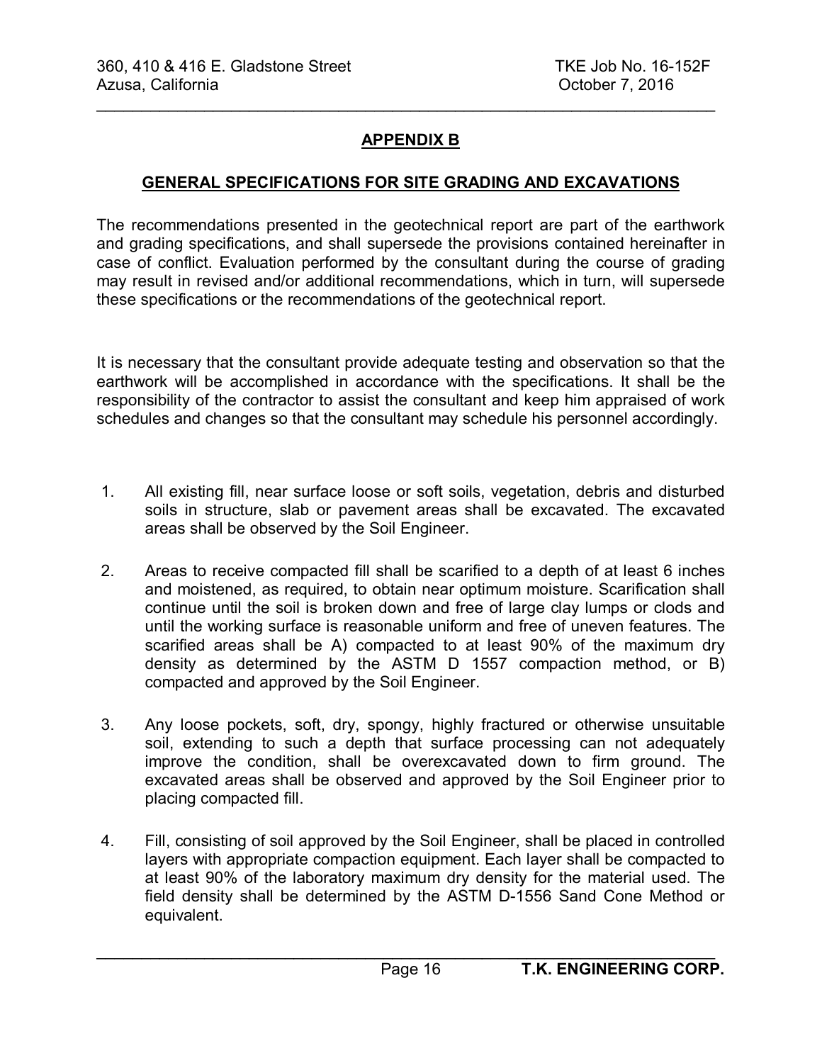## APPENDIX B

### GENERAL SPECIFICATIONS FOR SITE GRADING AND EXCAVATIONS

The recommendations presented in the geotechnical report are part of the earthwork and grading specifications, and shall supersede the provisions contained hereinafter in case of conflict. Evaluation performed by the consultant during the course of grading may result in revised and/or additional recommendations, which in turn, will supersede these specifications or the recommendations of the geotechnical report.

It is necessary that the consultant provide adequate testing and observation so that the earthwork will be accomplished in accordance with the specifications. It shall be the responsibility of the contractor to assist the consultant and keep him appraised of work schedules and changes so that the consultant may schedule his personnel accordingly.

1. All existing fill, near surface loose or soft soils, vegetation, debris and disturbed soils in structure, slab or pavement areas shall be excavated. The excavated areas shall be observed by the Soil Engineer.

2. Areas to receive compacted fill shall be scarified to a depth of at least 6 inches and moistened, as required, to obtain near optimum moisture. Scarification shall continue until the soil is broken down and free of large clay lumps or clods and until the working surface is reasonable uniform and free of uneven features. The scarified areas shall be A) compacted to at least 90% of the maximum dry density as determined by the ASTM D 1557 compaction method, or B) compacted and approved by the Soil Engineer.

3. Any loose pockets, soft, dry, spongy, highly fractured or otherwise unsuitable soil, extending to such a depth that surface processing can not adequately improve the condition, shall be overexcavated down to firm ground. The excavated areas shall be observed and approved by the Soil Engineer prior to placing compacted fill.

4. Fill, consisting of soil approved by the Soil Engineer, shall be placed in controlled layers with appropriate compaction equipment. Each layer shall be compacted to at least 90% of the laboratory maximum dry density for the material used. The field density shall be determined by the ASTM D-1556 Sand Cone Method or equivalent.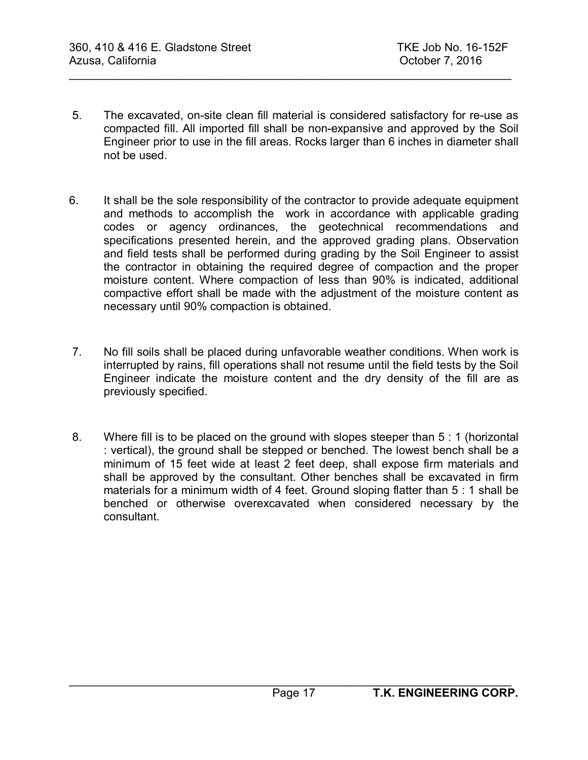5. The excavated, on-site clean fill material is considered satisfactory for re-use as compacted fill. All imported fill shall be non-expansive and approved by the Soil Engineer prior to use in the fill areas. Rocks larger than 6 inches in diameter shall not be used.

6. It shall be the sole responsibility of the contractor to provide adequate equipment and methods to accomplish the work in accordance with applicable grading codes or agency ordinances, the geotechnical recommendations and specifications presented herein, and the approved grading plans. Observation and field tests shall be performed during grading by the Soil Engineer to assist the contractor in obtaining the required degree of compaction and the proper moisture content. Where compaction of less than 90% is indicated, additional compactive effort shall be made with the adjustment of the moisture content as necessary until 90% compaction is obtained.

7. No fill soils shall be placed during unfavorable weather conditions. When work is interrupted by rains, fill operations shall not resume until the field tests by the Soil Engineer indicate the moisture content and the dry density of the fill are as previously specified.

8. Where fill is to be placed on the ground with slopes steeper than 5 : 1 (horizontal : vertical), the ground shall be stepped or benched. The lowest bench shall be a minimum of 15 feet wide at least 2 feet deep, shall expose firm materials and shall be approved by the consultant. Other benches shall be excavated in firm materials for a minimum width of 4 feet. Ground sloping flatter than 5 : 1 shall be benched or otherwise overexcavated when considered necessary by the consultant.